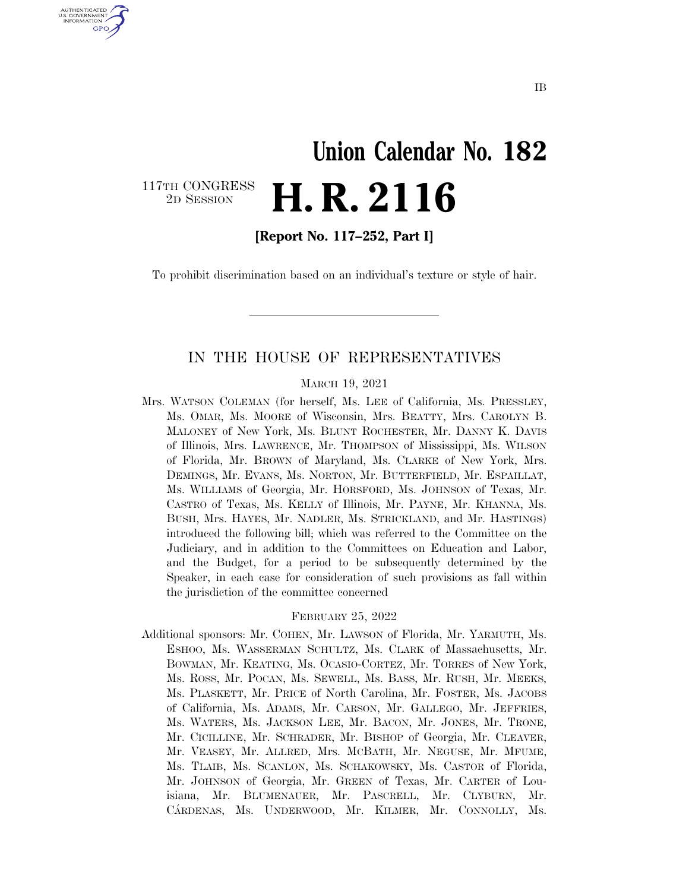IB

# Union Calendar No. 182

117TH CONGRESS
2D SESSION

# H. R. 2116

**[Report No. 117–252, Part I]**

To prohibit discrimination based on an individual's texture or style of hair.

---

## IN THE HOUSE OF REPRESENTATIVES

MARCH 19, 2021

Mrs. WATSON COLEMAN (for herself, Ms. LEE of California, Ms. PRESSLEY, Ms. OMAR, Ms. MOORE of Wisconsin, Mrs. BEATTY, Mrs. CAROLYN B. MALONEY of New York, Ms. BLUNT ROCHESTER, Mr. DANNY K. DAVIS of Illinois, Mrs. LAWRENCE, Mr. THOMPSON of Mississippi, Ms. WILSON of Florida, Mr. BROWN of Maryland, Ms. CLARKE of New York, Mrs. DEMINGS, Mr. EVANS, Ms. NORTON, Mr. BUTTERFIELD, Mr. ESPAILLAT, Ms. WILLIAMS of Georgia, Mr. HORSFORD, Ms. JOHNSON of Texas, Mr. CASTRO of Texas, Ms. KELLY of Illinois, Mr. PAYNE, Mr. KHANNA, Ms. BUSH, Mrs. HAYES, Mr. NADLER, Ms. STRICKLAND, and Mr. HASTINGS) introduced the following bill; which was referred to the Committee on the Judiciary, and in addition to the Committees on Education and Labor, and the Budget, for a period to be subsequently determined by the Speaker, in each case for consideration of such provisions as fall within the jurisdiction of the committee concerned

FEBRUARY 25, 2022

Additional sponsors: Mr. COHEN, Mr. LAWSON of Florida, Mr. YARMUTH, Ms. ESHOO, Ms. WASSERMAN SCHULTZ, Ms. CLARK of Massachusetts, Mr. BOWMAN, Mr. KEATING, Ms. OCASIO-CORTEZ, Mr. TORRES of New York, Ms. ROSS, Mr. POCAN, Ms. SEWELL, Ms. BASS, Mr. RUSH, Mr. MEEKS, Ms. PLASKETT, Mr. PRICE of North Carolina, Mr. FOSTER, Ms. JACOBS of California, Ms. ADAMS, Mr. CARSON, Mr. GALLEGO, Mr. JEFFRIES, Ms. WATERS, Ms. JACKSON LEE, Mr. BACON, Mr. JONES, Mr. TRONE, Mr. CICILLINE, Mr. SCHRADER, Mr. BISHOP of Georgia, Mr. CLEAVER, Mr. VEASEY, Mr. ALLRED, Mrs. MCBATH, Mr. NEGUSE, Mr. MFUME, Ms. TLAIB, Ms. SCANLON, Ms. SCHAKOWSKY, Ms. CASTOR of Florida, Mr. JOHNSON of Georgia, Mr. GREEN of Texas, Mr. CARTER of Louisiana, Mr. BLUMENAUER, Mr. PASCRELL, Mr. CLYBURN, Mr. CÁRDENAS, Ms. UNDERWOOD, Mr. KILMER, Mr. CONNOLLY, Ms.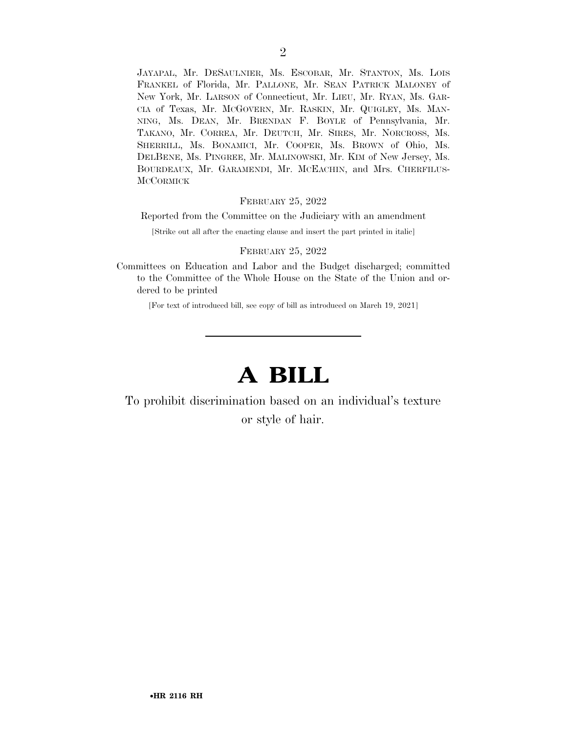JAYAPAL, Mr. DESAULNIER, Ms. ESCOBAR, Mr. STANTON, Ms. LOIS FRANKEL of Florida, Mr. PALLONE, Mr. SEAN PATRICK MALONEY of New York, Mr. LARSON of Connecticut, Mr. LIEU, Mr. RYAN, Ms. GARCIA of Texas, Mr. MCGOVERN, Mr. RASKIN, Mr. QUIGLEY, Ms. MANNING, Ms. DEAN, Mr. BRENDAN F. BOYLE of Pennsylvania, Mr. TAKANO, Mr. CORREA, Mr. DEUTCH, Mr. SIRES, Mr. NORCROSS, Ms. SHERRILL, Ms. BONAMICI, Mr. COOPER, Ms. BROWN of Ohio, Ms. DELBENE, Ms. PINGREE, Mr. MALINOWSKI, Mr. KIM of New Jersey, Ms. BOURDEAUX, Mr. GARAMENDI, Mr. MCEACHIN, and Mrs. CHERFILUS-MCCORMICK

FEBRUARY 25, 2022

Reported from the Committee on the Judiciary with an amendment

[Strike out all after the enacting clause and insert the part printed in italic]

FEBRUARY 25, 2022

Committees on Education and Labor and the Budget discharged; committed to the Committee of the Whole House on the State of the Union and ordered to be printed

[For text of introduced bill, see copy of bill as introduced on March 19, 2021]

---

# A BILL

To prohibit discrimination based on an individual's texture or style of hair.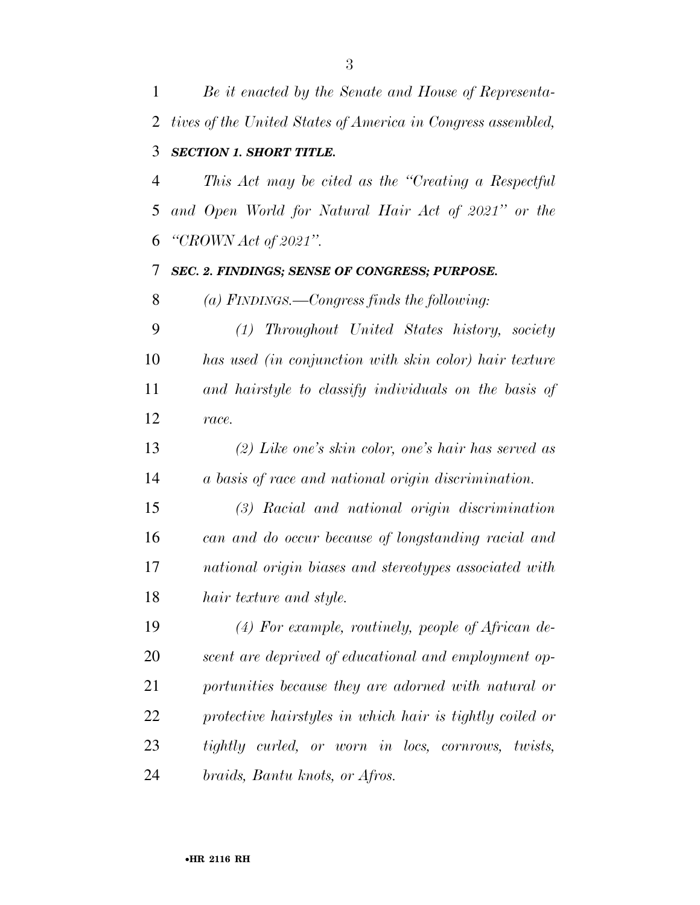*Be it enacted by the Senate and House of Representatives of the United States of America in Congress assembled,*

***SECTION 1. SHORT TITLE.***

*This Act may be cited as the "Creating a Respectful and Open World for Natural Hair Act of 2021" or the "CROWN Act of 2021".*

***SEC. 2. FINDINGS; SENSE OF CONGRESS; PURPOSE.***

*(a) FINDINGS.—Congress finds the following:*

*(1) Throughout United States history, society has used (in conjunction with skin color) hair texture and hairstyle to classify individuals on the basis of race.*

*(2) Like one's skin color, one's hair has served as a basis of race and national origin discrimination.*

*(3) Racial and national origin discrimination can and do occur because of longstanding racial and national origin biases and stereotypes associated with hair texture and style.*

*(4) For example, routinely, people of African descent are deprived of educational and employment opportunities because they are adorned with natural or protective hairstyles in which hair is tightly coiled or tightly curled, or worn in locs, cornrows, twists, braids, Bantu knots, or Afros.*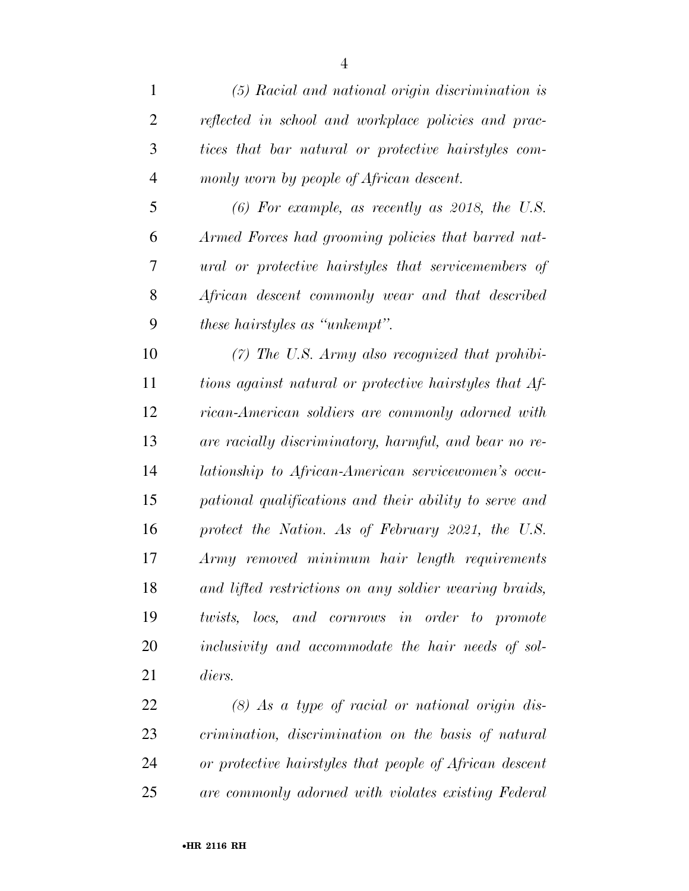*(5) Racial and national origin discrimination is reflected in school and workplace policies and practices that bar natural or protective hairstyles commonly worn by people of African descent.*

*(6) For example, as recently as 2018, the U.S. Armed Forces had grooming policies that barred natural or protective hairstyles that servicemembers of African descent commonly wear and that described these hairstyles as "unkempt".*

*(7) The U.S. Army also recognized that prohibitions against natural or protective hairstyles that African-American soldiers are commonly adorned with are racially discriminatory, harmful, and bear no relationship to African-American servicewomen's occupational qualifications and their ability to serve and protect the Nation. As of February 2021, the U.S. Army removed minimum hair length requirements and lifted restrictions on any soldier wearing braids, twists, locs, and cornrows in order to promote inclusivity and accommodate the hair needs of soldiers.*

*(8) As a type of racial or national origin discrimination, discrimination on the basis of natural or protective hairstyles that people of African descent are commonly adorned with violates existing Federal*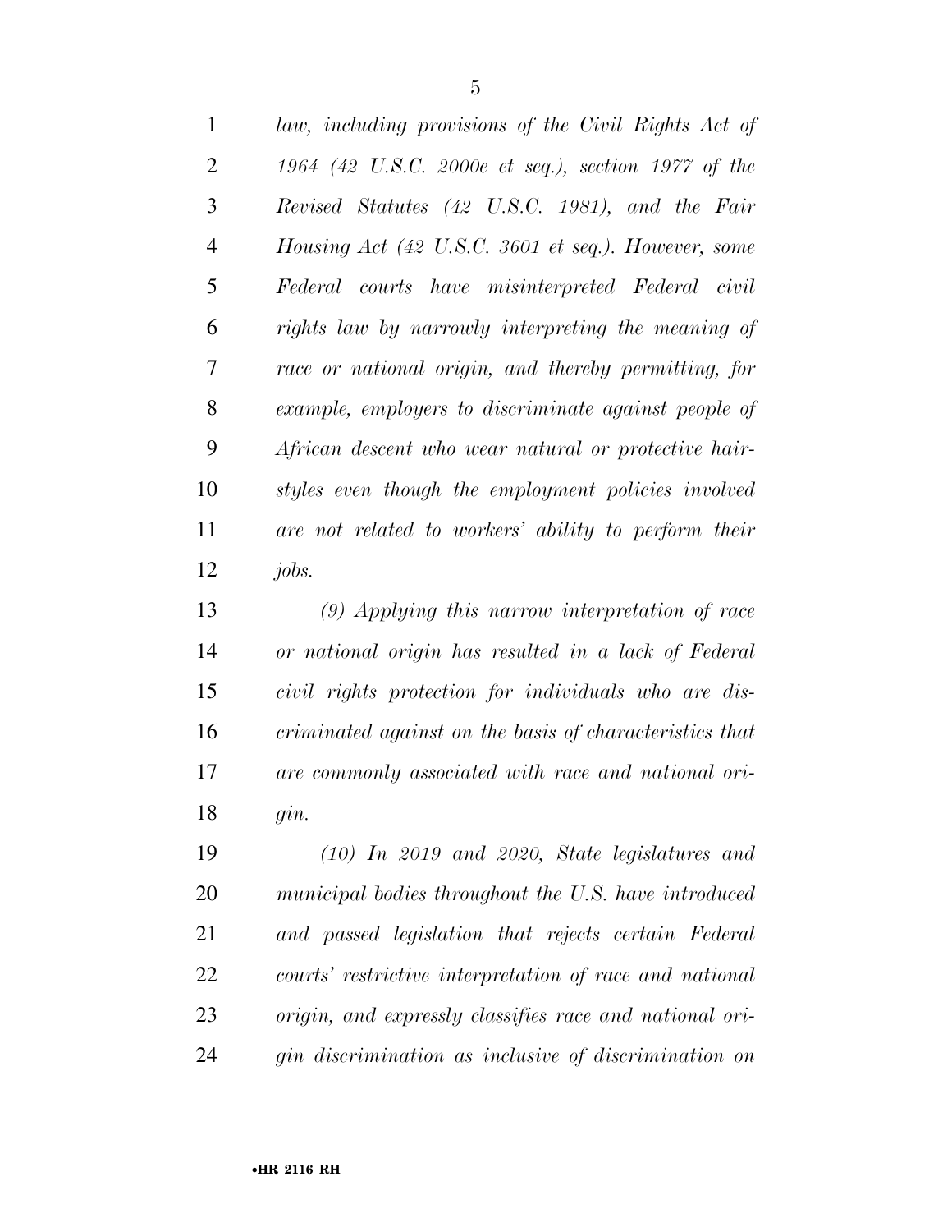*law, including provisions of the Civil Rights Act of 1964 (42 U.S.C. 2000e et seq.), section 1977 of the Revised Statutes (42 U.S.C. 1981), and the Fair Housing Act (42 U.S.C. 3601 et seq.). However, some Federal courts have misinterpreted Federal civil rights law by narrowly interpreting the meaning of race or national origin, and thereby permitting, for example, employers to discriminate against people of African descent who wear natural or protective hairstyles even though the employment policies involved are not related to workers' ability to perform their jobs.*

*(9) Applying this narrow interpretation of race or national origin has resulted in a lack of Federal civil rights protection for individuals who are discriminated against on the basis of characteristics that are commonly associated with race and national origin.*

*(10) In 2019 and 2020, State legislatures and municipal bodies throughout the U.S. have introduced and passed legislation that rejects certain Federal courts' restrictive interpretation of race and national origin, and expressly classifies race and national origin discrimination as inclusive of discrimination on*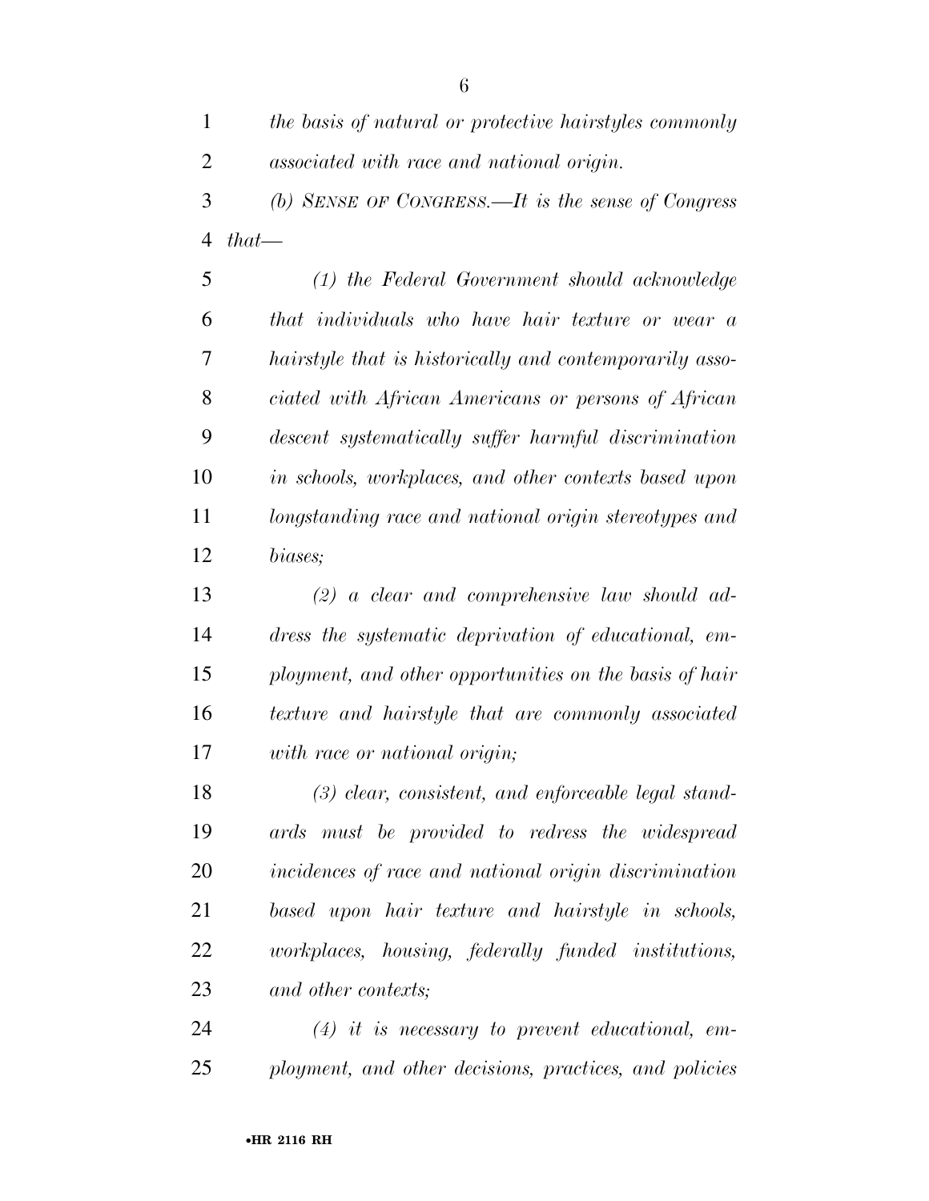*the basis of natural or protective hairstyles commonly associated with race and national origin.*

*(b) SENSE OF CONGRESS.—It is the sense of Congress that—*

*(1) the Federal Government should acknowledge that individuals who have hair texture or wear a hairstyle that is historically and contemporarily associated with African Americans or persons of African descent systematically suffer harmful discrimination in schools, workplaces, and other contexts based upon longstanding race and national origin stereotypes and biases;*

*(2) a clear and comprehensive law should address the systematic deprivation of educational, employment, and other opportunities on the basis of hair texture and hairstyle that are commonly associated with race or national origin;*

*(3) clear, consistent, and enforceable legal standards must be provided to redress the widespread incidences of race and national origin discrimination based upon hair texture and hairstyle in schools, workplaces, housing, federally funded institutions, and other contexts;*

*(4) it is necessary to prevent educational, employment, and other decisions, practices, and policies*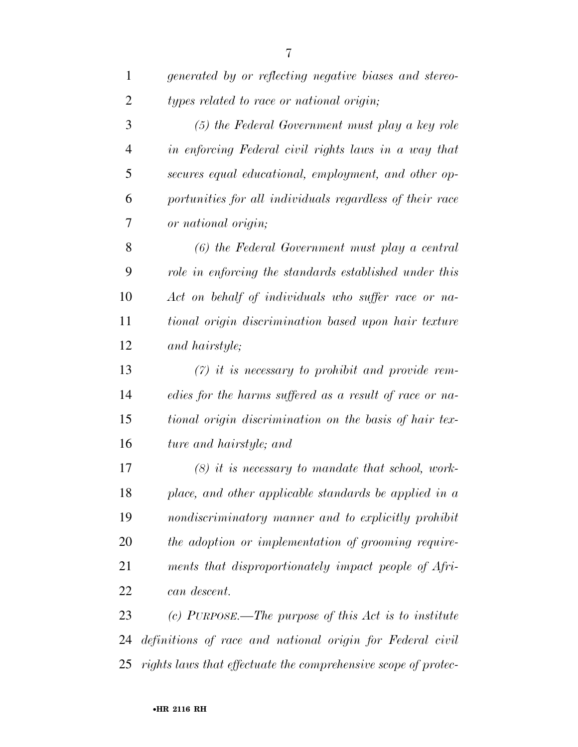*generated by or reflecting negative biases and stereotypes related to race or national origin;*

*(5) the Federal Government must play a key role in enforcing Federal civil rights laws in a way that secures equal educational, employment, and other opportunities for all individuals regardless of their race or national origin;*

*(6) the Federal Government must play a central role in enforcing the standards established under this Act on behalf of individuals who suffer race or national origin discrimination based upon hair texture and hairstyle;*

*(7) it is necessary to prohibit and provide remedies for the harms suffered as a result of race or national origin discrimination on the basis of hair texture and hairstyle; and*

*(8) it is necessary to mandate that school, workplace, and other applicable standards be applied in a nondiscriminatory manner and to explicitly prohibit the adoption or implementation of grooming requirements that disproportionately impact people of African descent.*

*(c) PURPOSE.—The purpose of this Act is to institute definitions of race and national origin for Federal civil rights laws that effectuate the comprehensive scope of protec-*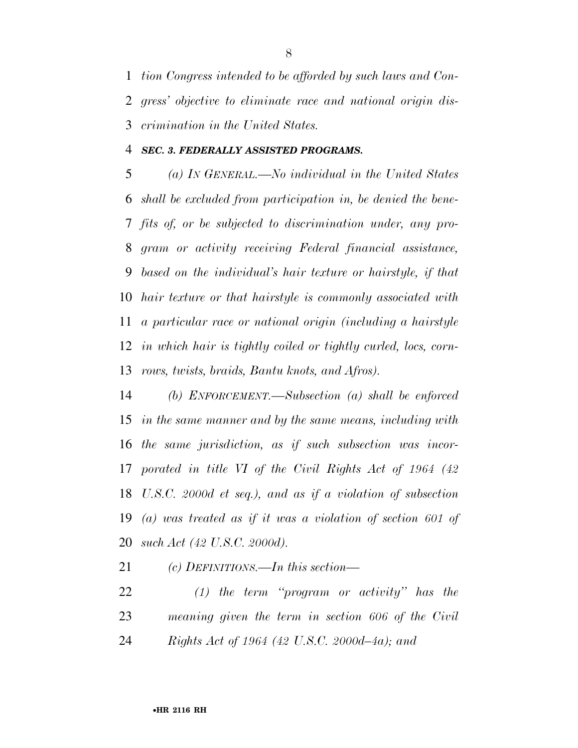*tion Congress intended to be afforded by such laws and Congress' objective to eliminate race and national origin discrimination in the United States.*

***SEC. 3. FEDERALLY ASSISTED PROGRAMS.***

*(a) IN GENERAL.—No individual in the United States shall be excluded from participation in, be denied the benefits of, or be subjected to discrimination under, any program or activity receiving Federal financial assistance, based on the individual's hair texture or hairstyle, if that hair texture or that hairstyle is commonly associated with a particular race or national origin (including a hairstyle in which hair is tightly coiled or tightly curled, locs, cornrows, twists, braids, Bantu knots, and Afros).*

*(b) ENFORCEMENT.—Subsection (a) shall be enforced in the same manner and by the same means, including with the same jurisdiction, as if such subsection was incorporated in title VI of the Civil Rights Act of 1964 (42 U.S.C. 2000d et seq.), and as if a violation of subsection (a) was treated as if it was a violation of section 601 of such Act (42 U.S.C. 2000d).*

*(c) DEFINITIONS.—In this section—*

*(1) the term "program or activity" has the meaning given the term in section 606 of the Civil Rights Act of 1964 (42 U.S.C. 2000d–4a); and*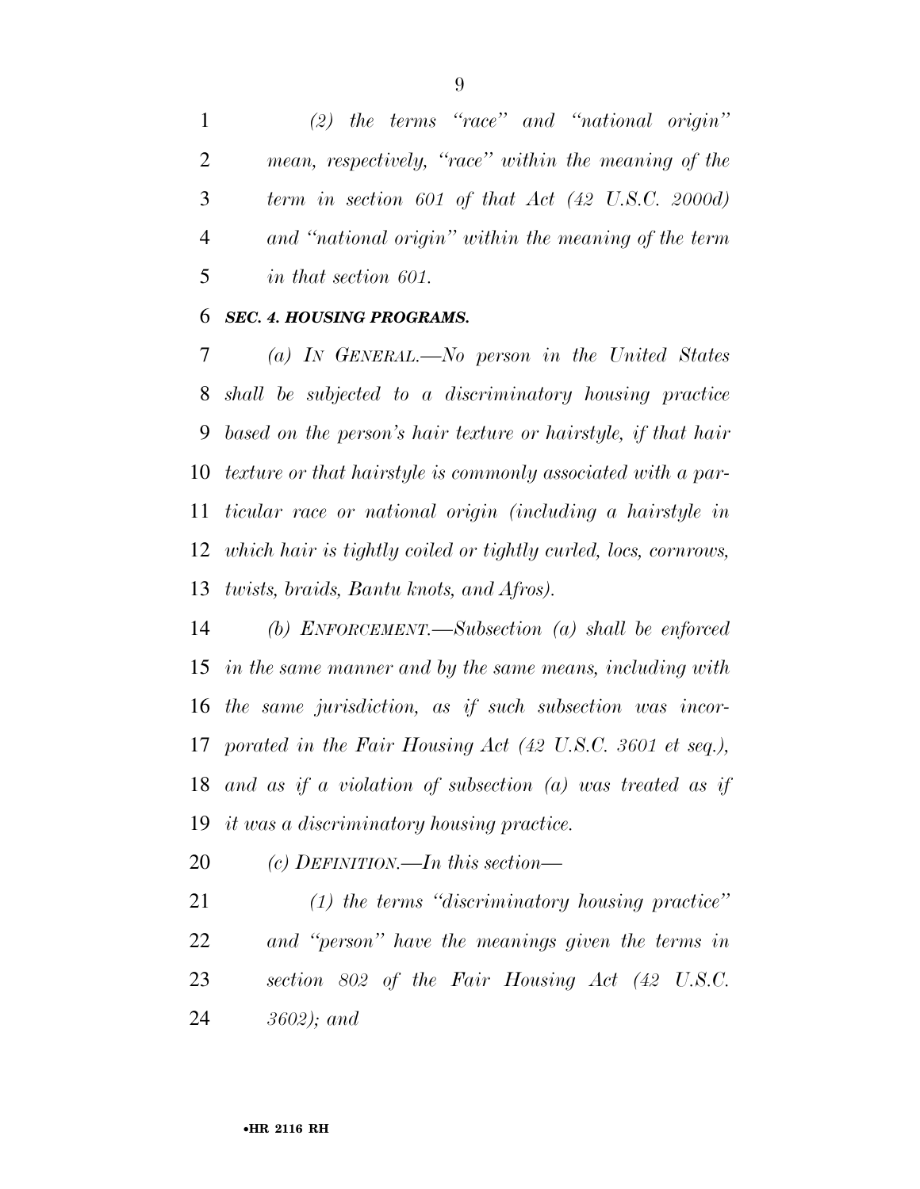*(2) the terms "race" and "national origin" mean, respectively, "race" within the meaning of the term in section 601 of that Act (42 U.S.C. 2000d) and "national origin" within the meaning of the term in that section 601.*

### ***SEC. 4. HOUSING PROGRAMS.***

*(a) IN GENERAL.—No person in the United States shall be subjected to a discriminatory housing practice based on the person's hair texture or hairstyle, if that hair texture or that hairstyle is commonly associated with a particular race or national origin (including a hairstyle in which hair is tightly coiled or tightly curled, locs, cornrows, twists, braids, Bantu knots, and Afros).*

*(b) ENFORCEMENT.—Subsection (a) shall be enforced in the same manner and by the same means, including with the same jurisdiction, as if such subsection was incorporated in the Fair Housing Act (42 U.S.C. 3601 et seq.), and as if a violation of subsection (a) was treated as if it was a discriminatory housing practice.*

*(c) DEFINITION.—In this section—*

*(1) the terms "discriminatory housing practice" and "person" have the meanings given the terms in section 802 of the Fair Housing Act (42 U.S.C. 3602); and*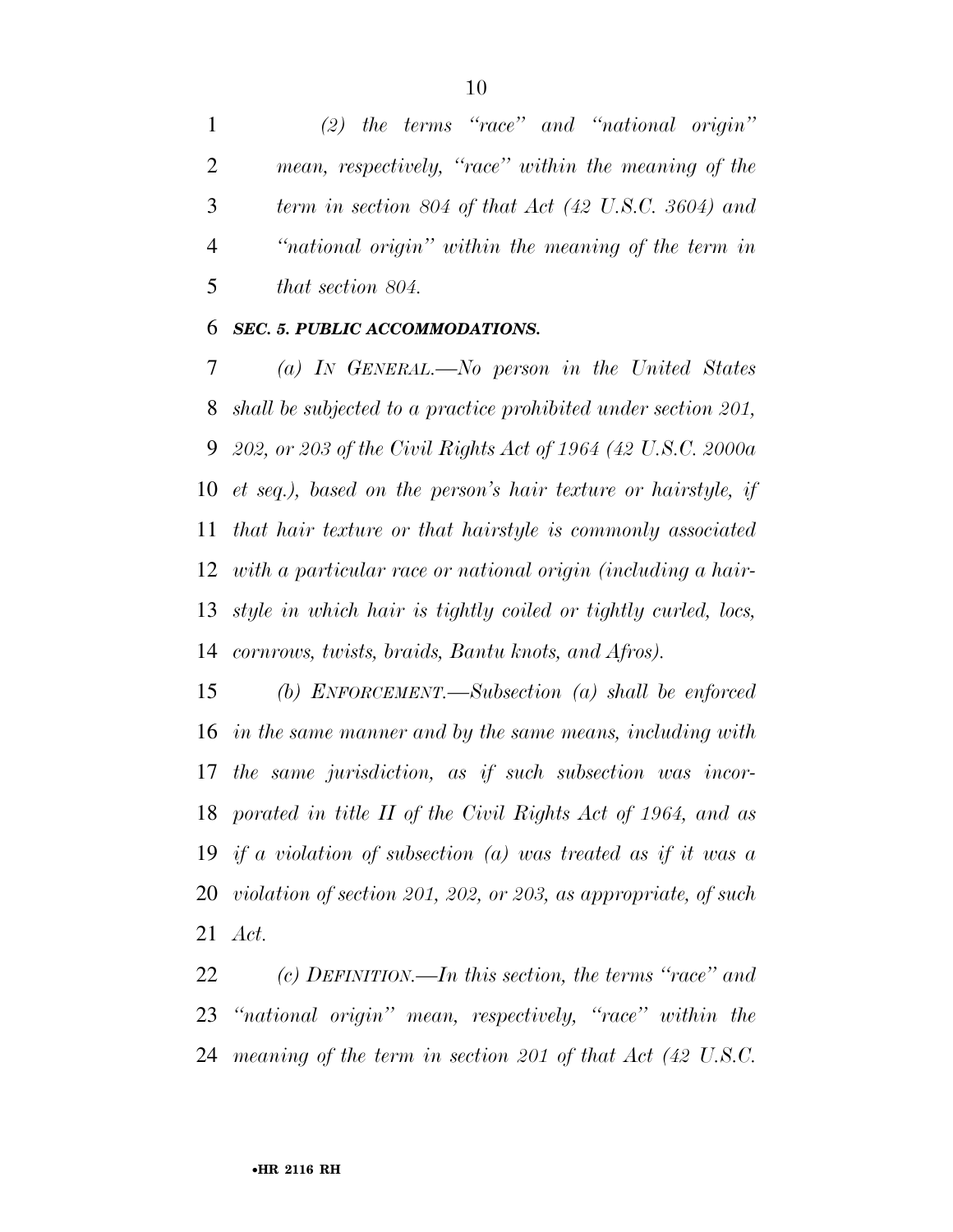*(2) the terms "race" and "national origin" mean, respectively, "race" within the meaning of the term in section 804 of that Act (42 U.S.C. 3604) and "national origin" within the meaning of the term in that section 804.*

***SEC. 5. PUBLIC ACCOMMODATIONS.***

*(a) IN GENERAL.—No person in the United States shall be subjected to a practice prohibited under section 201, 202, or 203 of the Civil Rights Act of 1964 (42 U.S.C. 2000a et seq.), based on the person's hair texture or hairstyle, if that hair texture or that hairstyle is commonly associated with a particular race or national origin (including a hairstyle in which hair is tightly coiled or tightly curled, locs, cornrows, twists, braids, Bantu knots, and Afros).*

*(b) ENFORCEMENT.—Subsection (a) shall be enforced in the same manner and by the same means, including with the same jurisdiction, as if such subsection was incorporated in title II of the Civil Rights Act of 1964, and as if a violation of subsection (a) was treated as if it was a violation of section 201, 202, or 203, as appropriate, of such Act.*

*(c) DEFINITION.—In this section, the terms "race" and "national origin" mean, respectively, "race" within the meaning of the term in section 201 of that Act (42 U.S.C.*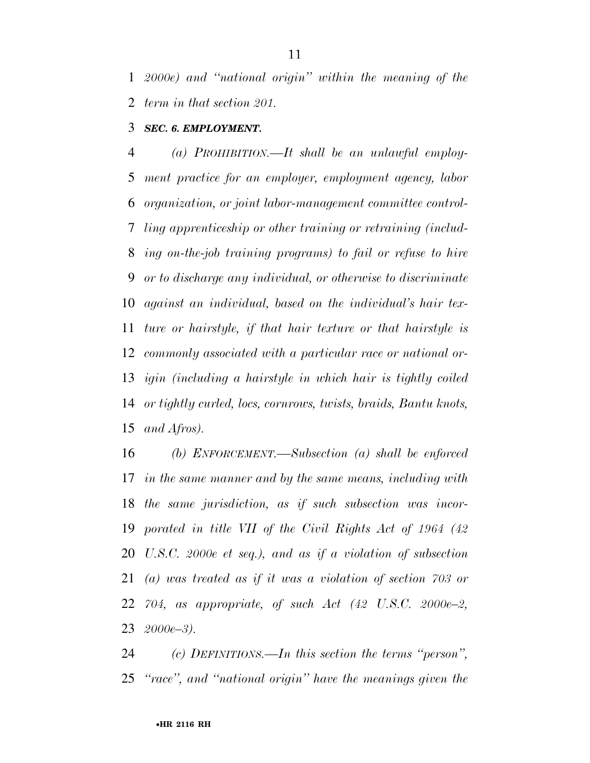*2000e) and "national origin" within the meaning of the term in that section 201.*

***SEC. 6. EMPLOYMENT.***

*(a) PROHIBITION.—It shall be an unlawful employment practice for an employer, employment agency, labor organization, or joint labor-management committee controlling apprenticeship or other training or retraining (including on-the-job training programs) to fail or refuse to hire or to discharge any individual, or otherwise to discriminate against an individual, based on the individual's hair texture or hairstyle, if that hair texture or that hairstyle is commonly associated with a particular race or national origin (including a hairstyle in which hair is tightly coiled or tightly curled, locs, cornrows, twists, braids, Bantu knots, and Afros).*

*(b) ENFORCEMENT.—Subsection (a) shall be enforced in the same manner and by the same means, including with the same jurisdiction, as if such subsection was incorporated in title VII of the Civil Rights Act of 1964 (42 U.S.C. 2000e et seq.), and as if a violation of subsection (a) was treated as if it was a violation of section 703 or 704, as appropriate, of such Act (42 U.S.C. 2000e–2, 2000e–3).*

*(c) DEFINITIONS.—In this section the terms "person", "race", and "national origin" have the meanings given the*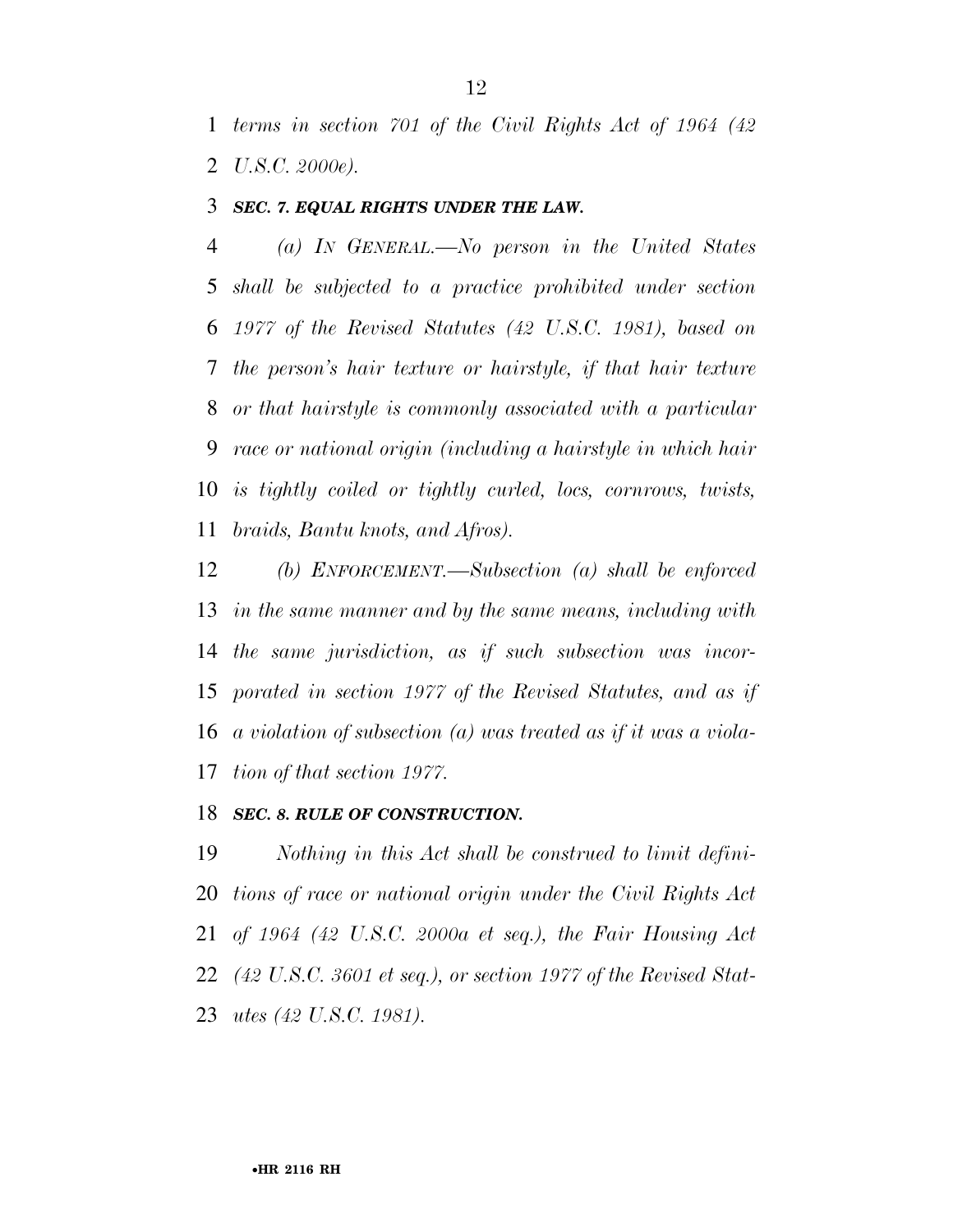*terms in section 701 of the Civil Rights Act of 1964 (42 U.S.C. 2000e).*

***SEC. 7. EQUAL RIGHTS UNDER THE LAW.***

*(a) IN GENERAL.—No person in the United States shall be subjected to a practice prohibited under section 1977 of the Revised Statutes (42 U.S.C. 1981), based on the person's hair texture or hairstyle, if that hair texture or that hairstyle is commonly associated with a particular race or national origin (including a hairstyle in which hair is tightly coiled or tightly curled, locs, cornrows, twists, braids, Bantu knots, and Afros).*

*(b) ENFORCEMENT.—Subsection (a) shall be enforced in the same manner and by the same means, including with the same jurisdiction, as if such subsection was incorporated in section 1977 of the Revised Statutes, and as if a violation of subsection (a) was treated as if it was a violation of that section 1977.*

***SEC. 8. RULE OF CONSTRUCTION.***

*Nothing in this Act shall be construed to limit definitions of race or national origin under the Civil Rights Act of 1964 (42 U.S.C. 2000a et seq.), the Fair Housing Act (42 U.S.C. 3601 et seq.), or section 1977 of the Revised Statutes (42 U.S.C. 1981).*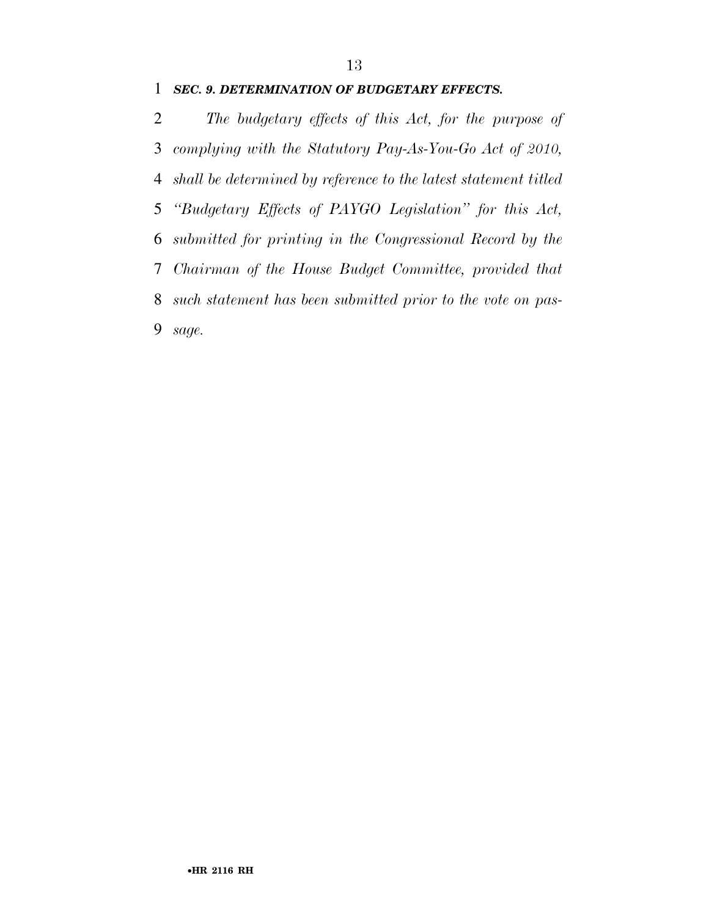***SEC. 9. DETERMINATION OF BUDGETARY EFFECTS.***

*The budgetary effects of this Act, for the purpose of complying with the Statutory Pay-As-You-Go Act of 2010, shall be determined by reference to the latest statement titled "Budgetary Effects of PAYGO Legislation" for this Act, submitted for printing in the Congressional Record by the Chairman of the House Budget Committee, provided that such statement has been submitted prior to the vote on passage.*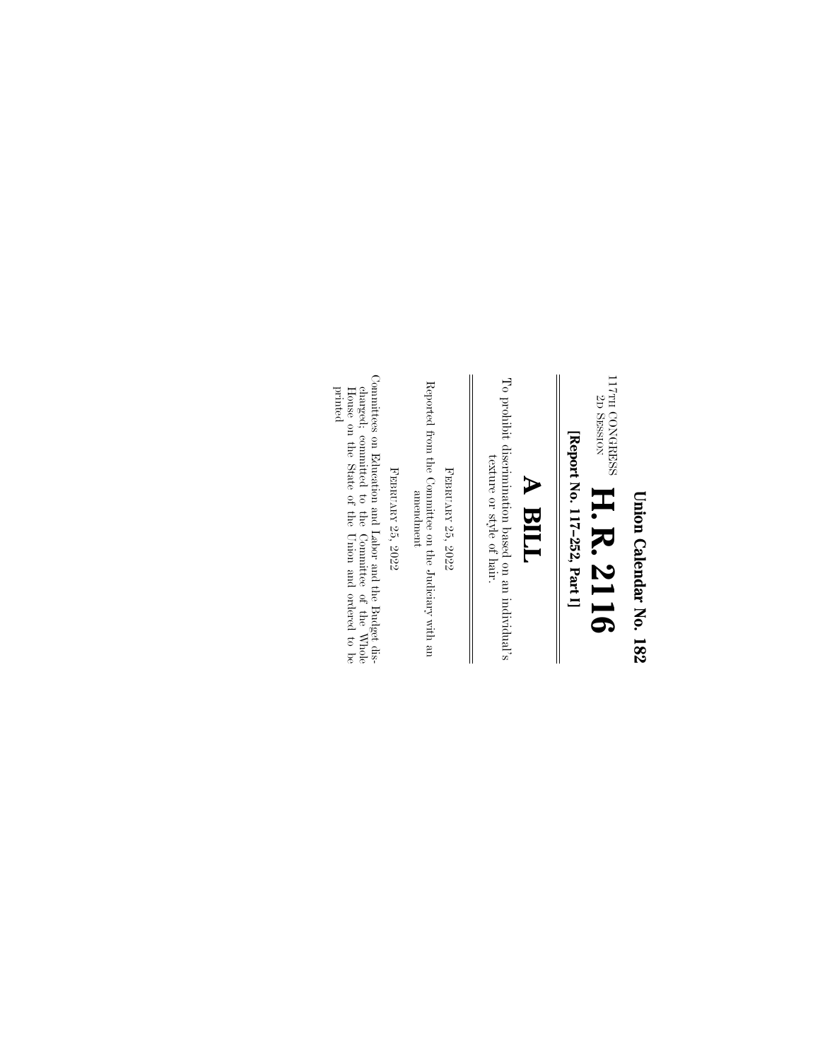Union Calendar No. 182

117TH CONGRESS
2D SESSION

# H. R. 2116

[Report No. 117–252, Part I]

# A BILL

To prohibit discrimination based on an individual's texture or style of hair.

FEBRUARY 25, 2022

Reported from the Committee on the Judiciary with an amendment

FEBRUARY 25, 2022

Committees on Education and Labor and the Budget discharged; committed to the Committee of the Whole House on the State of the Union and ordered to be printed